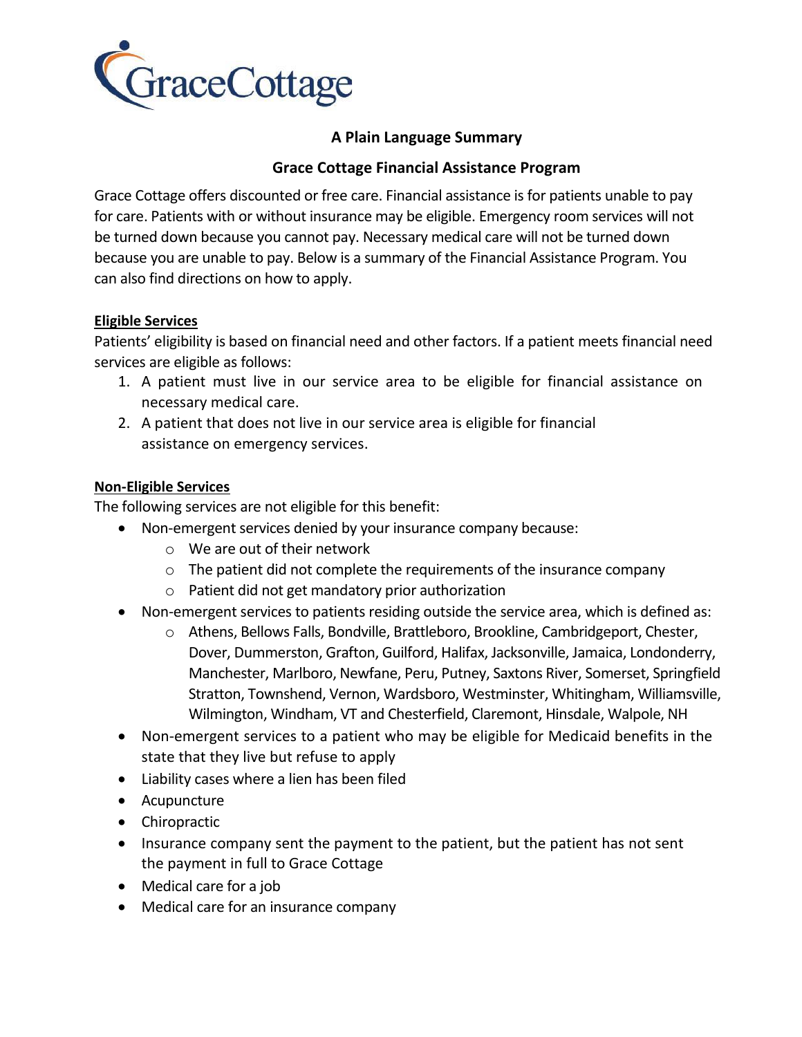GraceCottage

## A Plain Language Summary

## Grace Cottage Financial Assistance Program

Grace Cottage offers discounted or free care. Financial assistance is for patients unable to pay for care. Patients with or without insurance may be eligible. Emergency room services will not be turned down because you cannot pay. Necessary medical care will not be turned down because you are unable to pay. Below is a summary of the Financial Assistance Program. You can also find directions on how to apply.

### Eligible Services

Patients' eligibility is based on financial need and other factors. If a patient meets financial need services are eligible as follows:

1. A patient must live in our service area to be eligible for financial assistance on necessary medical care.
2. A patient that does not live in our service area is eligible for financial assistance on emergency services.

### Non-Eligible Services

The following services are not eligible for this benefit:

- Non-emergent services denied by your insurance company because:
  - We are out of their network
  - The patient did not complete the requirements of the insurance company
  - Patient did not get mandatory prior authorization
- Non-emergent services to patients residing outside the service area, which is defined as:
  - Athens, Bellows Falls, Bondville, Brattleboro, Brookline, Cambridgeport, Chester, Dover, Dummerston, Grafton, Guilford, Halifax, Jacksonville, Jamaica, Londonderry, Manchester, Marlboro, Newfane, Peru, Putney, Saxtons River, Somerset, Springfield Stratton, Townshend, Vernon, Wardsboro, Westminster, Whitingham, Williamsville, Wilmington, Windham, VT and Chesterfield, Claremont, Hinsdale, Walpole, NH
- Non-emergent services to a patient who may be eligible for Medicaid benefits in the state that they live but refuse to apply
- Liability cases where a lien has been filed
- Acupuncture
- Chiropractic
- Insurance company sent the payment to the patient, but the patient has not sent the payment in full to Grace Cottage
- Medical care for a job
- Medical care for an insurance company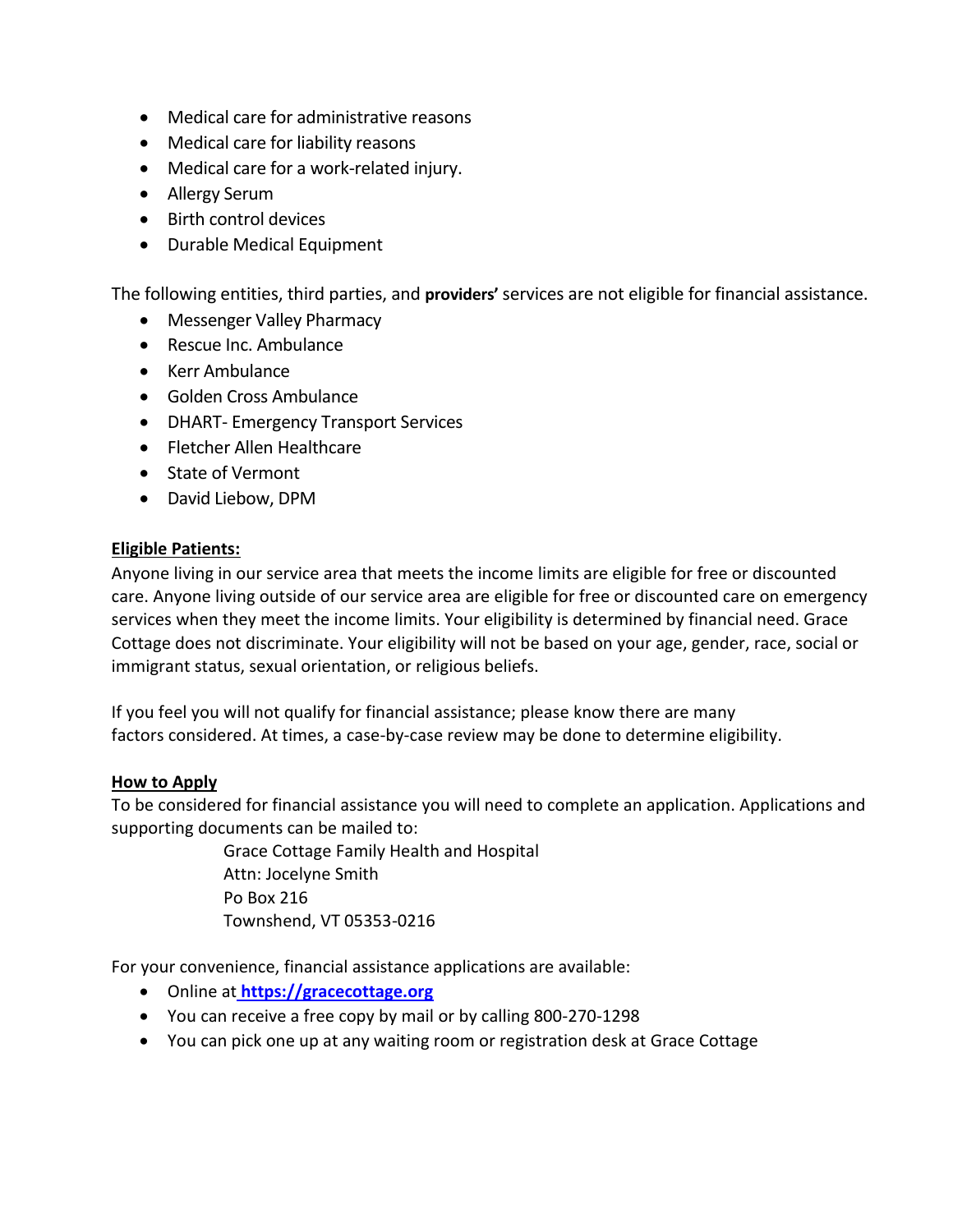- Medical care for administrative reasons
- Medical care for liability reasons
- Medical care for a work-related injury.
- Allergy Serum
- Birth control devices
- Durable Medical Equipment

The following entities, third parties, and **providers'** services are not eligible for financial assistance.

- Messenger Valley Pharmacy
- Rescue Inc. Ambulance
- Kerr Ambulance
- Golden Cross Ambulance
- DHART- Emergency Transport Services
- Fletcher Allen Healthcare
- State of Vermont
- David Liebow, DPM

**Eligible Patients:**

Anyone living in our service area that meets the income limits are eligible for free or discounted care. Anyone living outside of our service area are eligible for free or discounted care on emergency services when they meet the income limits. Your eligibility is determined by financial need. Grace Cottage does not discriminate. Your eligibility will not be based on your age, gender, race, social or immigrant status, sexual orientation, or religious beliefs.

If you feel you will not qualify for financial assistance; please know there are many factors considered. At times, a case-by-case review may be done to determine eligibility.

**How to Apply**

To be considered for financial assistance you will need to complete an application. Applications and supporting documents can be mailed to:

Grace Cottage Family Health and Hospital
Attn: Jocelyne Smith
Po Box 216
Townshend, VT 05353-0216

For your convenience, financial assistance applications are available:

- Online at **https://gracecottage.org**
- You can receive a free copy by mail or by calling 800-270-1298
- You can pick one up at any waiting room or registration desk at Grace Cottage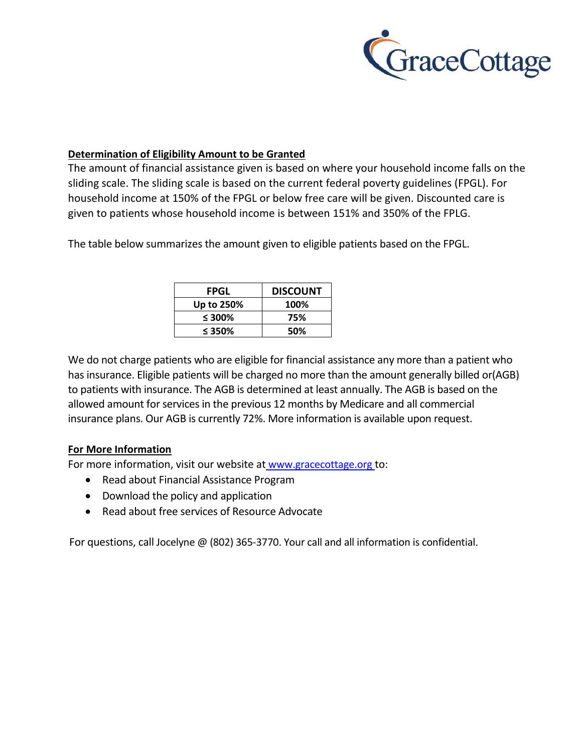GraceCottage

**Determination of Eligibility Amount to be Granted**

The amount of financial assistance given is based on where your household income falls on the sliding scale. The sliding scale is based on the current federal poverty guidelines (FPGL). For household income at 150% of the FPGL or below free care will be given. Discounted care is given to patients whose household income is between 151% and 350% of the FPLG.

The table below summarizes the amount given to eligible patients based on the FPGL.

| FPGL | DISCOUNT |
|---|---|
| Up to 250% | 100% |
| ≤ 300% | 75% |
| ≤ 350% | 50% |

We do not charge patients who are eligible for financial assistance any more than a patient who has insurance. Eligible patients will be charged no more than the amount generally billed or(AGB) to patients with insurance. The AGB is determined at least annually. The AGB is based on the allowed amount for services in the previous 12 months by Medicare and all commercial insurance plans. Our AGB is currently 72%. More information is available upon request.

**For More Information**

For more information, visit our website at www.gracecottage.org to:

- Read about Financial Assistance Program
- Download the policy and application
- Read about free services of Resource Advocate

For questions, call Jocelyne @ (802) 365-3770. Your call and all information is confidential.